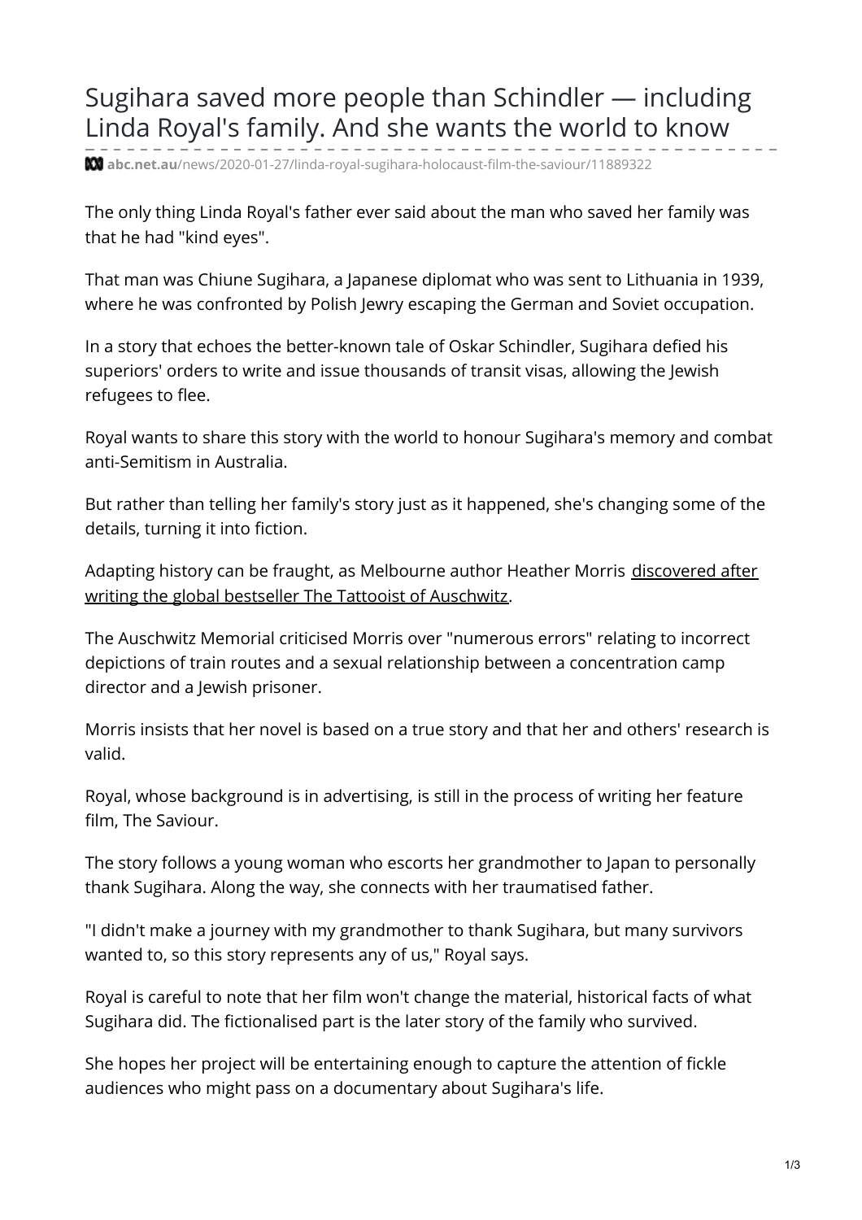# Sugihara saved more people than Schindler — including Linda Royal's family. And she wants the world to know

abc.net.au/news/2020-01-27/linda-royal-sugihara-holocaust-film-the-saviour/11889322

The only thing Linda Royal's father ever said about the man who saved her family was that he had "kind eyes".

That man was Chiune Sugihara, a Japanese diplomat who was sent to Lithuania in 1939, where he was confronted by Polish Jewry escaping the German and Soviet occupation.

In a story that echoes the better-known tale of Oskar Schindler, Sugihara defied his superiors' orders to write and issue thousands of transit visas, allowing the Jewish refugees to flee.

Royal wants to share this story with the world to honour Sugihara's memory and combat anti-Semitism in Australia.

But rather than telling her family's story just as it happened, she's changing some of the details, turning it into fiction.

Adapting history can be fraught, as Melbourne author Heather Morris discovered after writing the global bestseller The Tattooist of Auschwitz.

The Auschwitz Memorial criticised Morris over "numerous errors" relating to incorrect depictions of train routes and a sexual relationship between a concentration camp director and a Jewish prisoner.

Morris insists that her novel is based on a true story and that her and others' research is valid.

Royal, whose background is in advertising, is still in the process of writing her feature film, The Saviour.

The story follows a young woman who escorts her grandmother to Japan to personally thank Sugihara. Along the way, she connects with her traumatised father.

"I didn't make a journey with my grandmother to thank Sugihara, but many survivors wanted to, so this story represents any of us," Royal says.

Royal is careful to note that her film won't change the material, historical facts of what Sugihara did. The fictionalised part is the later story of the family who survived.

She hopes her project will be entertaining enough to capture the attention of fickle audiences who might pass on a documentary about Sugihara's life.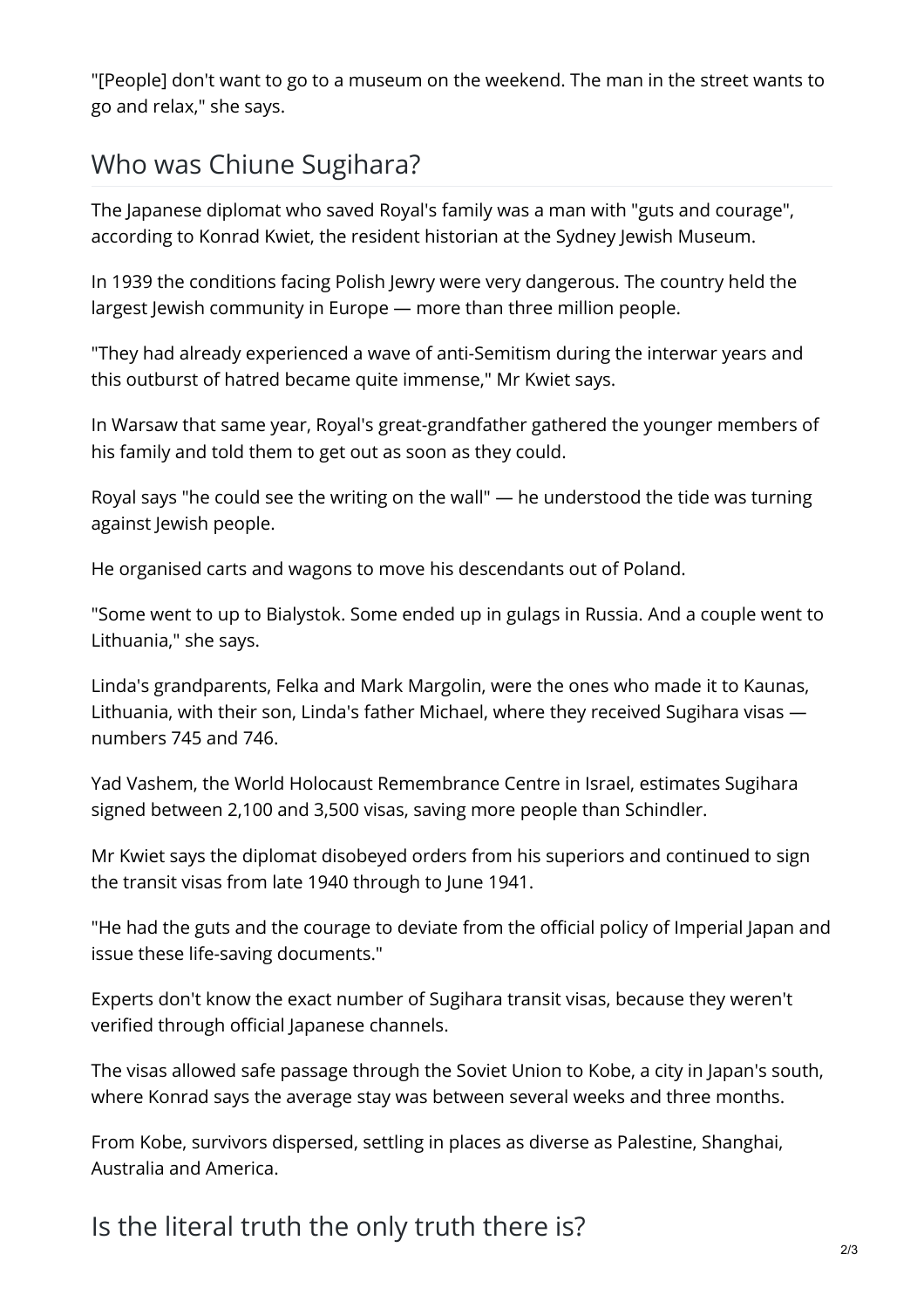"[People] don't want to go to a museum on the weekend. The man in the street wants to go and relax," she says.

## Who was Chiune Sugihara?

The Japanese diplomat who saved Royal's family was a man with "guts and courage", according to Konrad Kwiet, the resident historian at the Sydney Jewish Museum.

In 1939 the conditions facing Polish Jewry were very dangerous. The country held the largest Jewish community in Europe — more than three million people.

"They had already experienced a wave of anti-Semitism during the interwar years and this outburst of hatred became quite immense," Mr Kwiet says.

In Warsaw that same year, Royal's great-grandfather gathered the younger members of his family and told them to get out as soon as they could.

Royal says "he could see the writing on the wall" — he understood the tide was turning against Jewish people.

He organised carts and wagons to move his descendants out of Poland.

"Some went to up to Bialystok. Some ended up in gulags in Russia. And a couple went to Lithuania," she says.

Linda's grandparents, Felka and Mark Margolin, were the ones who made it to Kaunas, Lithuania, with their son, Linda's father Michael, where they received Sugihara visas — numbers 745 and 746.

Yad Vashem, the World Holocaust Remembrance Centre in Israel, estimates Sugihara signed between 2,100 and 3,500 visas, saving more people than Schindler.

Mr Kwiet says the diplomat disobeyed orders from his superiors and continued to sign the transit visas from late 1940 through to June 1941.

"He had the guts and the courage to deviate from the official policy of Imperial Japan and issue these life-saving documents."

Experts don't know the exact number of Sugihara transit visas, because they weren't verified through official Japanese channels.

The visas allowed safe passage through the Soviet Union to Kobe, a city in Japan's south, where Konrad says the average stay was between several weeks and three months.

From Kobe, survivors dispersed, settling in places as diverse as Palestine, Shanghai, Australia and America.

## Is the literal truth the only truth there is?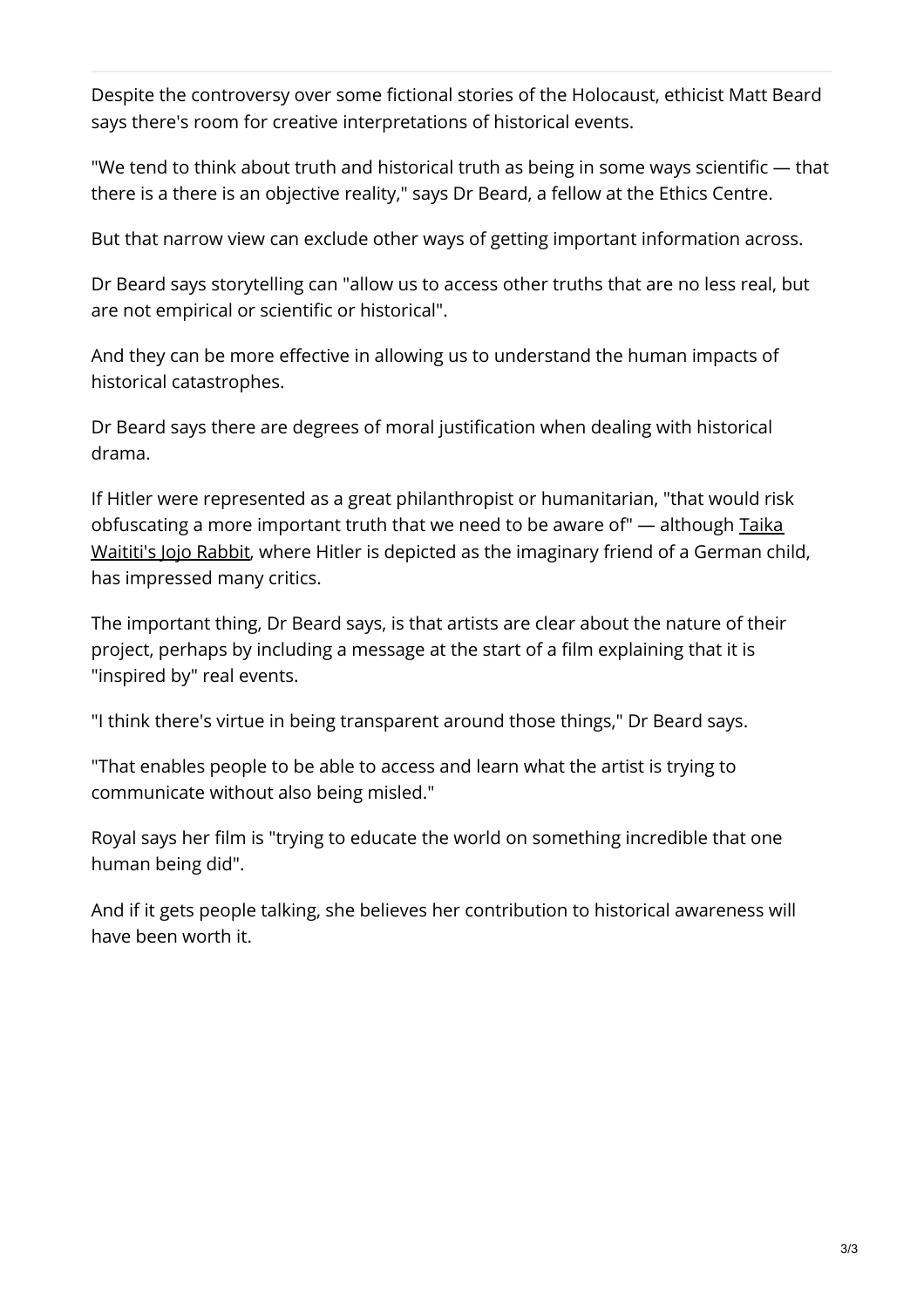Despite the controversy over some fictional stories of the Holocaust, ethicist Matt Beard says there's room for creative interpretations of historical events.

"We tend to think about truth and historical truth as being in some ways scientific — that there is a there is an objective reality," says Dr Beard, a fellow at the Ethics Centre.

But that narrow view can exclude other ways of getting important information across.

Dr Beard says storytelling can "allow us to access other truths that are no less real, but are not empirical or scientific or historical".

And they can be more effective in allowing us to understand the human impacts of historical catastrophes.

Dr Beard says there are degrees of moral justification when dealing with historical drama.

If Hitler were represented as a great philanthropist or humanitarian, "that would risk obfuscating a more important truth that we need to be aware of" — although Taika Waititi's Jojo Rabbit, where Hitler is depicted as the imaginary friend of a German child, has impressed many critics.

The important thing, Dr Beard says, is that artists are clear about the nature of their project, perhaps by including a message at the start of a film explaining that it is "inspired by" real events.

"I think there's virtue in being transparent around those things," Dr Beard says.

"That enables people to be able to access and learn what the artist is trying to communicate without also being misled."

Royal says her film is "trying to educate the world on something incredible that one human being did".

And if it gets people talking, she believes her contribution to historical awareness will have been worth it.